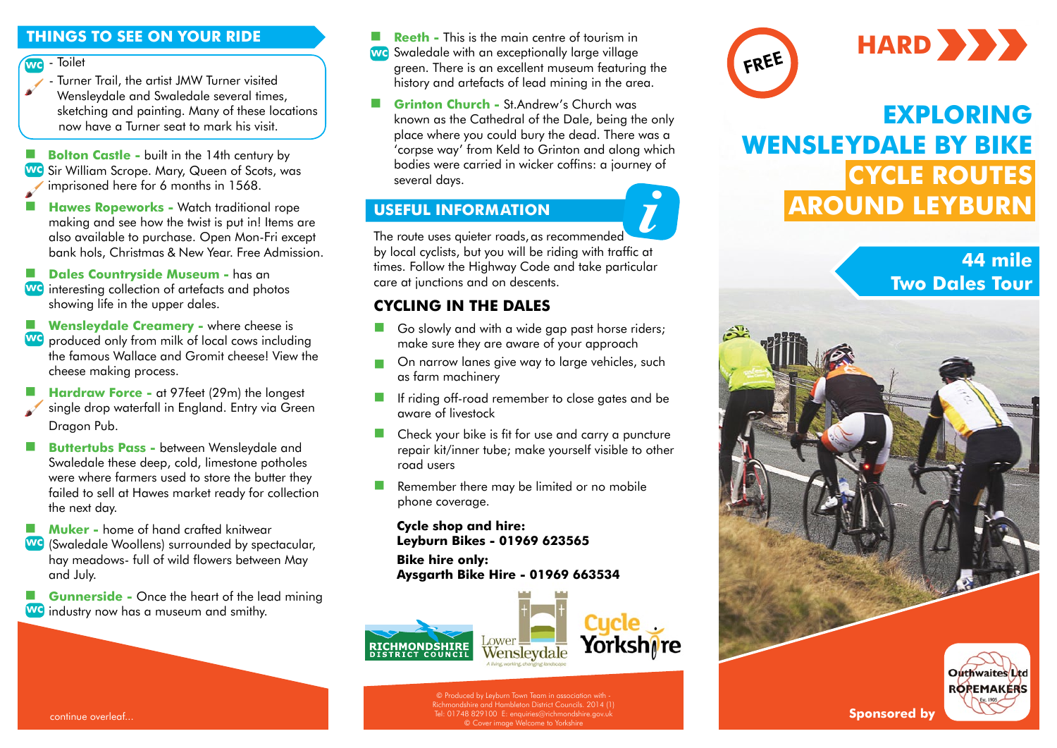## THINGS TO SEE ON YOUR RIDE

WC - Toilet

- Turner Trail, the artist JMW Turner visited Wensleydale and Swaledale several times, sketching and painting. Many of these locations now have a Turner seat to mark his visit.

- **Bolton Castle -** built in the 14th century by Sir William Scrope. Mary, Queen of Scots, was imprisoned here for 6 months in 1568.
- **Hawes Ropeworks -** Watch traditional rope making and see how the twist is put in! Items are also available to purchase. Open Mon-Fri except bank hols, Christmas & New Year. Free Admission.
- **Dales Countryside Museum -** has an interesting collection of artefacts and photos showing life in the upper dales.
- **Wensleydale Creamery -** where cheese is produced only from milk of local cows including the famous Wallace and Gromit cheese! View the cheese making process.
- **Hardraw Force -** at 97feet (29m) the longest single drop waterfall in England. Entry via Green Dragon Pub.
- **Buttertubs Pass -** between Wensleydale and Swaledale these deep, cold, limestone potholes were where farmers used to store the butter they failed to sell at Hawes market ready for collection the next day.
- **Muker -** home of hand crafted knitwear (Swaledale Woollens) surrounded by spectacular, hay meadows- full of wild flowers between May and July.
- **Gunnerside -** Once the heart of the lead mining industry now has a museum and smithy.
- **Reeth -** This is the main centre of tourism in Swaledale with an exceptionally large village green. There is an excellent museum featuring the history and artefacts of lead mining in the area.
- **Grinton Church -** St.Andrew's Church was known as the Cathedral of the Dale, being the only place where you could bury the dead. There was a 'corpse way' from Keld to Grinton and along which bodies were carried in wicker coffins: a journey of several days.

continue overleaf...

## USEFUL INFORMATION

The route uses quieter roads, as recommended by local cyclists, but you will be riding with traffic at times. Follow the Highway Code and take particular care at junctions and on descents.

### CYCLING IN THE DALES

- Go slowly and with a wide gap past horse riders; make sure they are aware of your approach
- On narrow lanes give way to large vehicles, such as farm machinery
- If riding off-road remember to close gates and be aware of livestock
- Check your bike is fit for use and carry a puncture repair kit/inner tube; make yourself visible to other road users
- Remember there may be limited or no mobile phone coverage.

**Cycle shop and hire:**
**Leyburn Bikes - 01969 623565**

**Bike hire only:**
**Aysgarth Bike Hire - 01969 663534**

RICHMONDSHIRE DISTRICT COUNCIL | Lower Wensleydale – A living, working, changing landscape | Cycle Yorkshire

© Produced by Leyburn Town Team in association with - Richmondshire and Hambleton District Councils. 2014 (1)
Tel: 01748 829100 E: enquiries@richmondshire.gov.uk
© Cover image Welcome to Yorkshire

FREE

HARD

# EXPLORING WENSLEYDALE BY BIKE
# CYCLE ROUTES AROUND LEYBURN

## 44 mile Two Dales Tour

Sponsored by Outhwaites Ltd ROPEMAKERS Est. 1905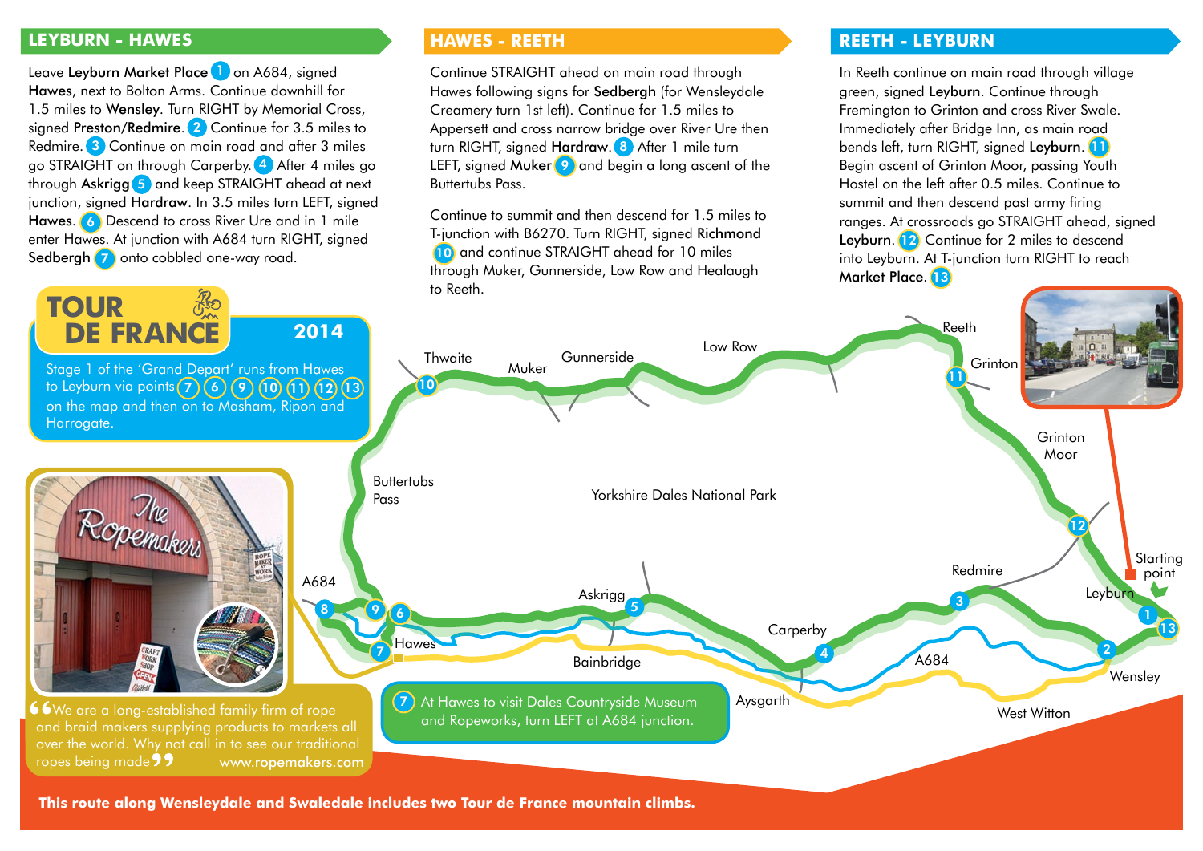## LEYBURN - HAWES

Leave **Leyburn Market Place** 1 on A684, signed **Hawes**, next to Bolton Arms. Continue downhill for 1.5 miles to **Wensley**. Turn RIGHT by Memorial Cross, signed **Preston/Redmire**. 2 Continue for 3.5 miles to Redmire. 3 Continue on main road and after 3 miles go STRAIGHT on through Carperby. 4 After 4 miles go through **Askrigg** 5 and keep STRAIGHT ahead at next junction, signed **Hardraw**. In 3.5 miles turn LEFT, signed **Hawes**. 6 Descend to cross River Ure and in 1 mile enter Hawes. At junction with A684 turn RIGHT, signed **Sedbergh** 7 onto cobbled one-way road.

## HAWES - REETH

Continue STRAIGHT ahead on main road through Hawes following signs for **Sedbergh** (for Wensleydale Creamery turn 1st left). Continue for 1.5 miles to Appersett and cross narrow bridge over River Ure then turn RIGHT, signed **Hardraw**. 8 After 1 mile turn LEFT, signed **Muker** 9 and begin a long ascent of the Buttertubs Pass.

Continue to summit and then descend for 1.5 miles to T-junction with B6270. Turn RIGHT, signed **Richmond** 10 and continue STRAIGHT ahead for 10 miles through Muker, Gunnerside, Low Row and Healaugh to Reeth.

## REETH - LEYBURN

In Reeth continue on main road through village green, signed **Leyburn**. Continue through Fremington to Grinton and cross River Swale. Immediately after Bridge Inn, as main road bends left, turn RIGHT, signed **Leyburn**. 11 Begin ascent of Grinton Moor, passing Youth Hostel on the left after 0.5 miles. Continue to summit and then descend past army firing ranges. At crossroads go STRAIGHT ahead, signed **Leyburn**. 12 Continue for 2 miles to descend into Leyburn. At T-junction turn RIGHT to reach **Market Place**. 13

**TOUR DE FRANCE 2014**

Stage 1 of the 'Grand Depart' runs from Hawes to Leyburn via points 7 6 9 10 11 12 13 on the map and then on to Masham, Ripon and Harrogate.

Thwaite
Muker
Gunnerside
Low Row
Reeth
Grinton
Grinton Moor
Buttertubs Pass
Yorkshire Dales National Park
A684
Hawes
Askrigg
Bainbridge
Carperby
Aysgarth
Redmire
A684
Starting point
Leyburn
Wensley
West Witton

"We are a long-established family firm of rope and braid makers supplying products to markets all over the world. Why not call in to see our traditional ropes being made" www.ropemakers.com

7 At Hawes to visit Dales Countryside Museum and Ropeworks, turn LEFT at A684 junction.

**This route along Wensleydale and Swaledale includes two Tour de France mountain climbs.**